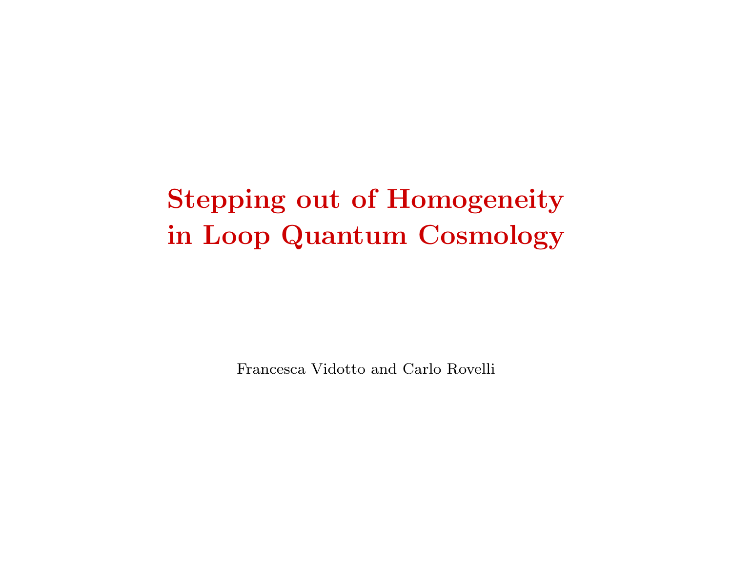# Stepping out of Homogeneity in Loop Quantum Cosmology

Francesca Vidotto and Carlo Rovelli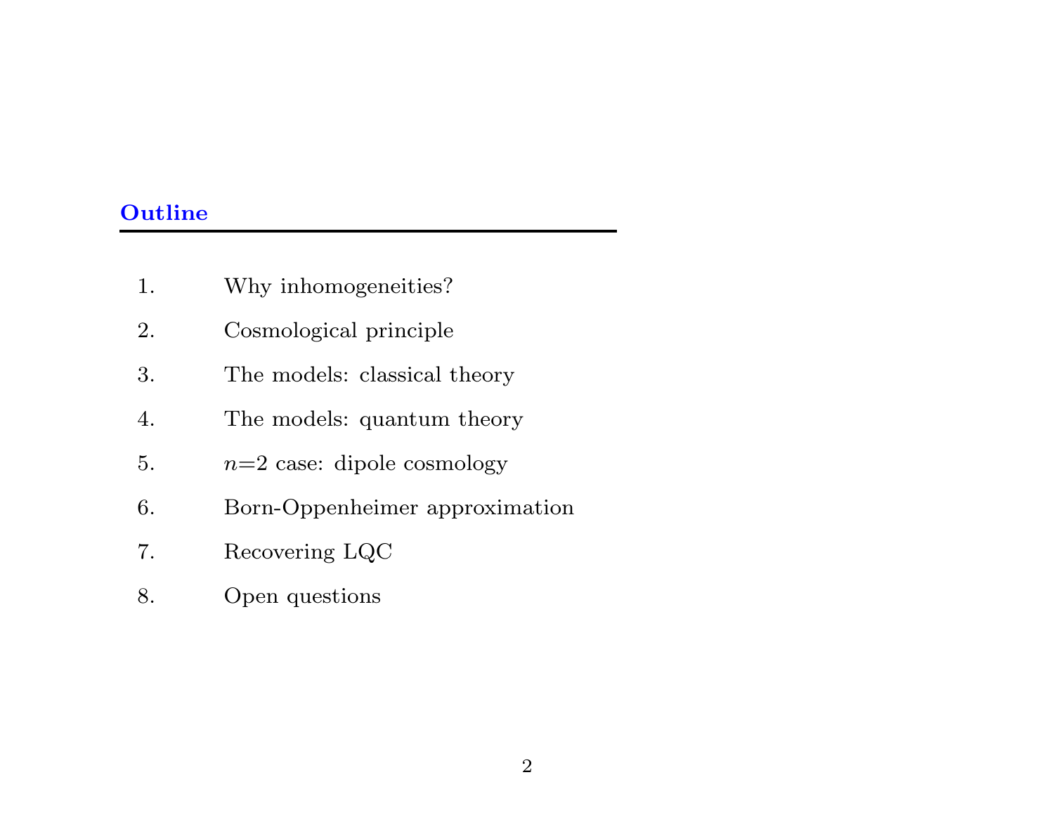## Outline

1. Why inhomogeneities?
2. Cosmological principle
3. The models: classical theory
4. The models: quantum theory
5. $n$=2 case: dipole cosmology
6. Born-Oppenheimer approximation
7. Recovering LQC
8. Open questions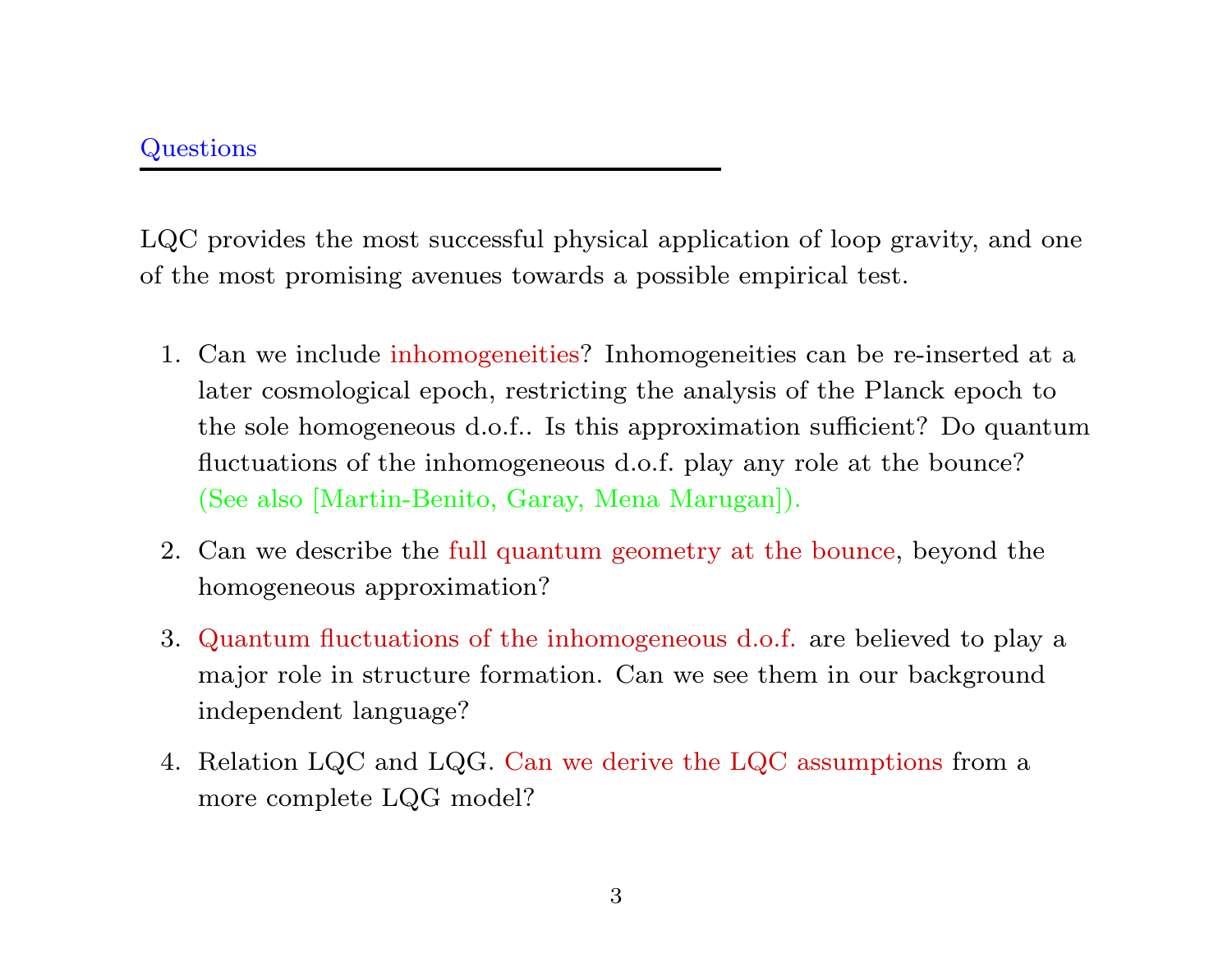## Questions

LQC provides the most successful physical application of loop gravity, and one of the most promising avenues towards a possible empirical test.

1. Can we include inhomogeneities? Inhomogeneities can be re-inserted at a later cosmological epoch, restricting the analysis of the Planck epoch to the sole homogeneous d.o.f.. Is this approximation sufficient? Do quantum fluctuations of the inhomogeneous d.o.f. play any role at the bounce? (See also [Martin-Benito, Garay, Mena Marugan]).
2. Can we describe the full quantum geometry at the bounce, beyond the homogeneous approximation?
3. Quantum fluctuations of the inhomogeneous d.o.f. are believed to play a major role in structure formation. Can we see them in our background independent language?
4. Relation LQC and LQG. Can we derive the LQC assumptions from a more complete LQG model?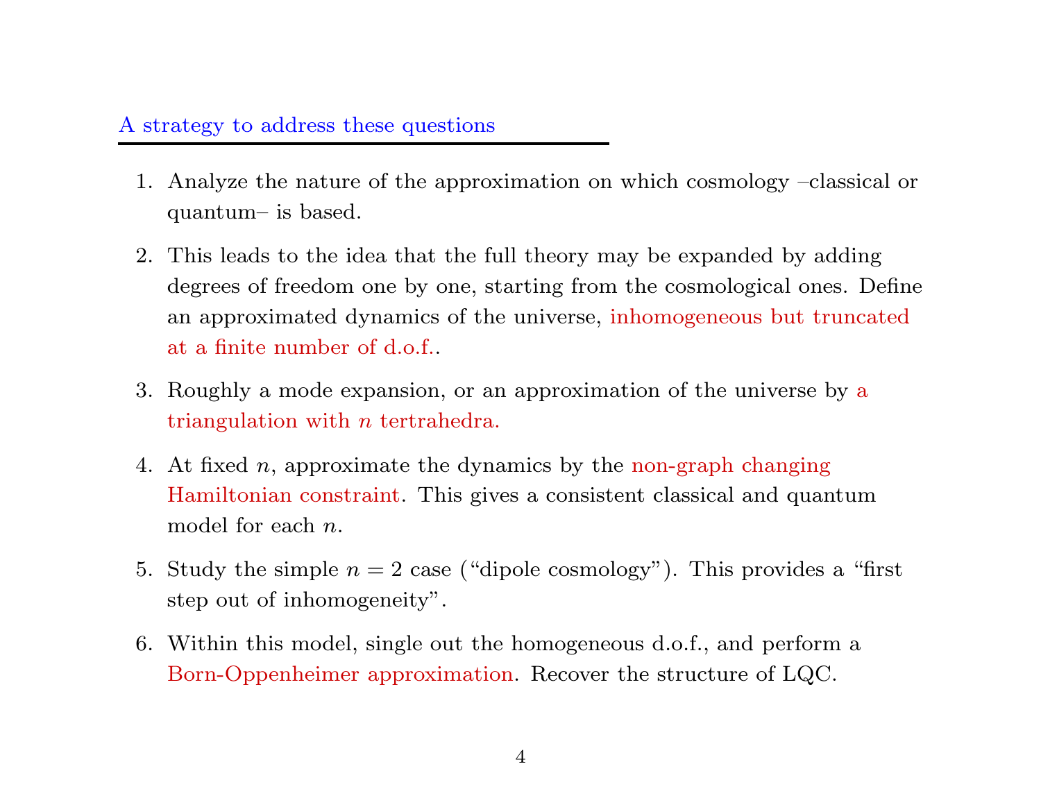## A strategy to address these questions

1. Analyze the nature of the approximation on which cosmology –classical or quantum– is based.
2. This leads to the idea that the full theory may be expanded by adding degrees of freedom one by one, starting from the cosmological ones. Define an approximated dynamics of the universe, inhomogeneous but truncated at a finite number of d.o.f..
3. Roughly a mode expansion, or an approximation of the universe by a triangulation with $n$ tertrahedra.
4. At fixed $n$, approximate the dynamics by the non-graph changing Hamiltonian constraint. This gives a consistent classical and quantum model for each $n$.
5. Study the simple $n = 2$ case ("dipole cosmology"). This provides a "first step out of inhomogeneity".
6. Within this model, single out the homogeneous d.o.f., and perform a Born-Oppenheimer approximation. Recover the structure of LQC.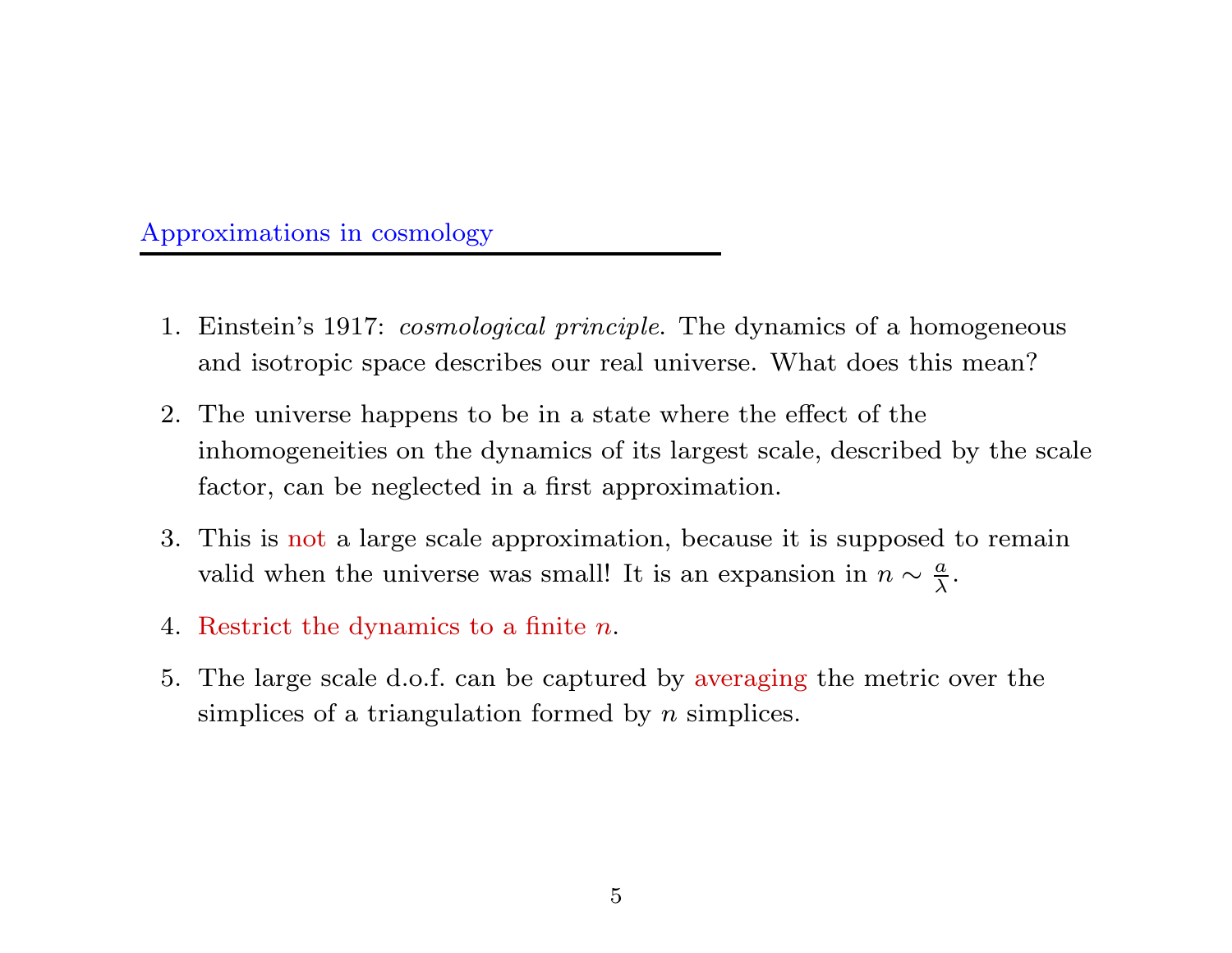## Approximations in cosmology

1. Einstein's 1917: *cosmological principle*. The dynamics of a homogeneous and isotropic space describes our real universe. What does this mean?

2. The universe happens to be in a state where the effect of the inhomogeneities on the dynamics of its largest scale, described by the scale factor, can be neglected in a first approximation.

3. This is not a large scale approximation, because it is supposed to remain valid when the universe was small! It is an expansion in $n \sim \frac{a}{\lambda}$.

4. Restrict the dynamics to a finite $n$.

5. The large scale d.o.f. can be captured by averaging the metric over the simplices of a triangulation formed by $n$ simplices.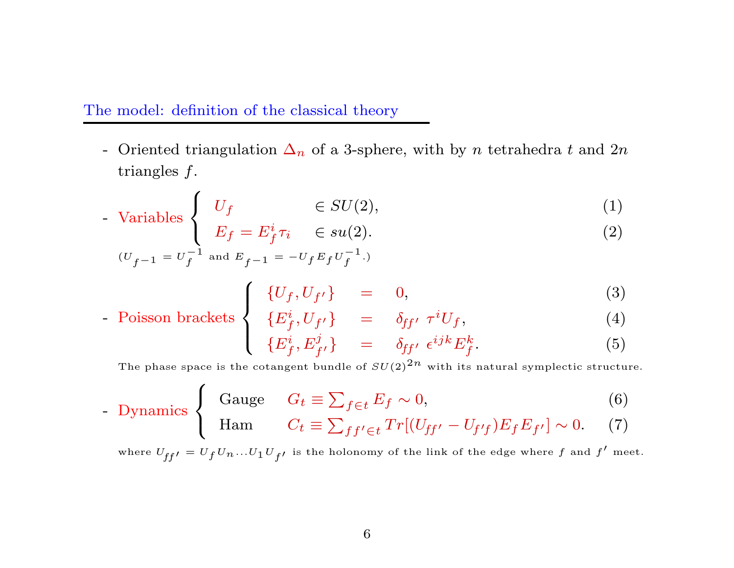## The model: definition of the classical theory

- Oriented triangulation $\Delta_n$ of a 3-sphere, with by $n$ tetrahedra $t$ and $2n$ triangles $f$.

- Variables
$$\begin{cases} U_f & \in SU(2), \quad (1) \\ E_f = E_f^i \tau_i & \in su(2). \quad (2) \end{cases}$$

($U_{f^{-1}} = U_f^{-1}$ and $E_{f^{-1}} = -U_f E_f U_f^{-1}$.)

- Poisson brackets
$$\begin{cases} \{U_f, U_{f'}\} = 0, & (3) \\ \{E_f^i, U_{f'}\} = \delta_{ff'}\ \tau^i U_f, & (4) \\ \{E_f^i, E_{f'}^j\} = \delta_{ff'}\ \epsilon^{ijk} E_f^k. & (5) \end{cases}$$

The phase space is the cotangent bundle of $SU(2)^{2n}$ with its natural symplectic structure.

- Dynamics
$$\begin{cases} \text{Gauge} \quad G_t \equiv \sum_{f \in t} E_f \sim 0, & (6) \\ \text{Ham} \quad C_t \equiv \sum_{ff' \in t} Tr[(U_{ff'} - U_{f'f}) E_f E_{f'}] \sim 0. & (7) \end{cases}$$

where $U_{ff'} = U_f U_n \ldots U_1 U_{f'}$ is the holonomy of the link of the edge where $f$ and $f'$ meet.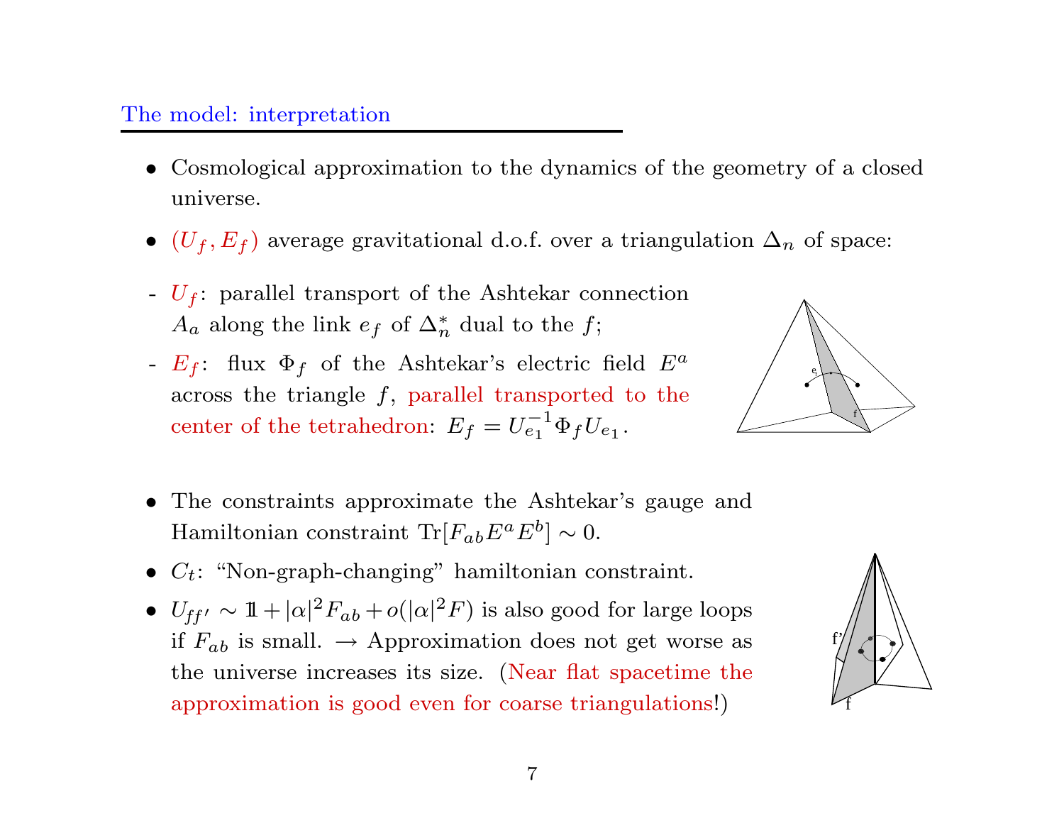## The model: interpretation

- Cosmological approximation to the dynamics of the geometry of a closed universe.
- $(U_f, E_f)$ average gravitational d.o.f. over a triangulation $\Delta_n$ of space:

- $U_f$: parallel transport of the Ashtekar connection $A_a$ along the link $e_f$ of $\Delta_n^*$ dual to the $f$;
- $E_f$: flux $\Phi_f$ of the Ashtekar's electric field $E^a$ across the triangle $f$, parallel transported to the center of the tetrahedron: $E_f = U_{e_1}^{-1} \Phi_f U_{e_1}$.

- The constraints approximate the Ashtekar's gauge and Hamiltonian constraint $\mathrm{Tr}[F_{ab} E^a E^b] \sim 0$.
- $C_t$: "Non-graph-changing" hamiltonian constraint.
- $U_{ff'} \sim \mathbb{1} + |\alpha|^2 F_{ab} + o(|\alpha|^2 F)$ is also good for large loops if $F_{ab}$ is small. $\rightarrow$ Approximation does not get worse as the universe increases its size. (Near flat spacetime the approximation is good even for coarse triangulations!)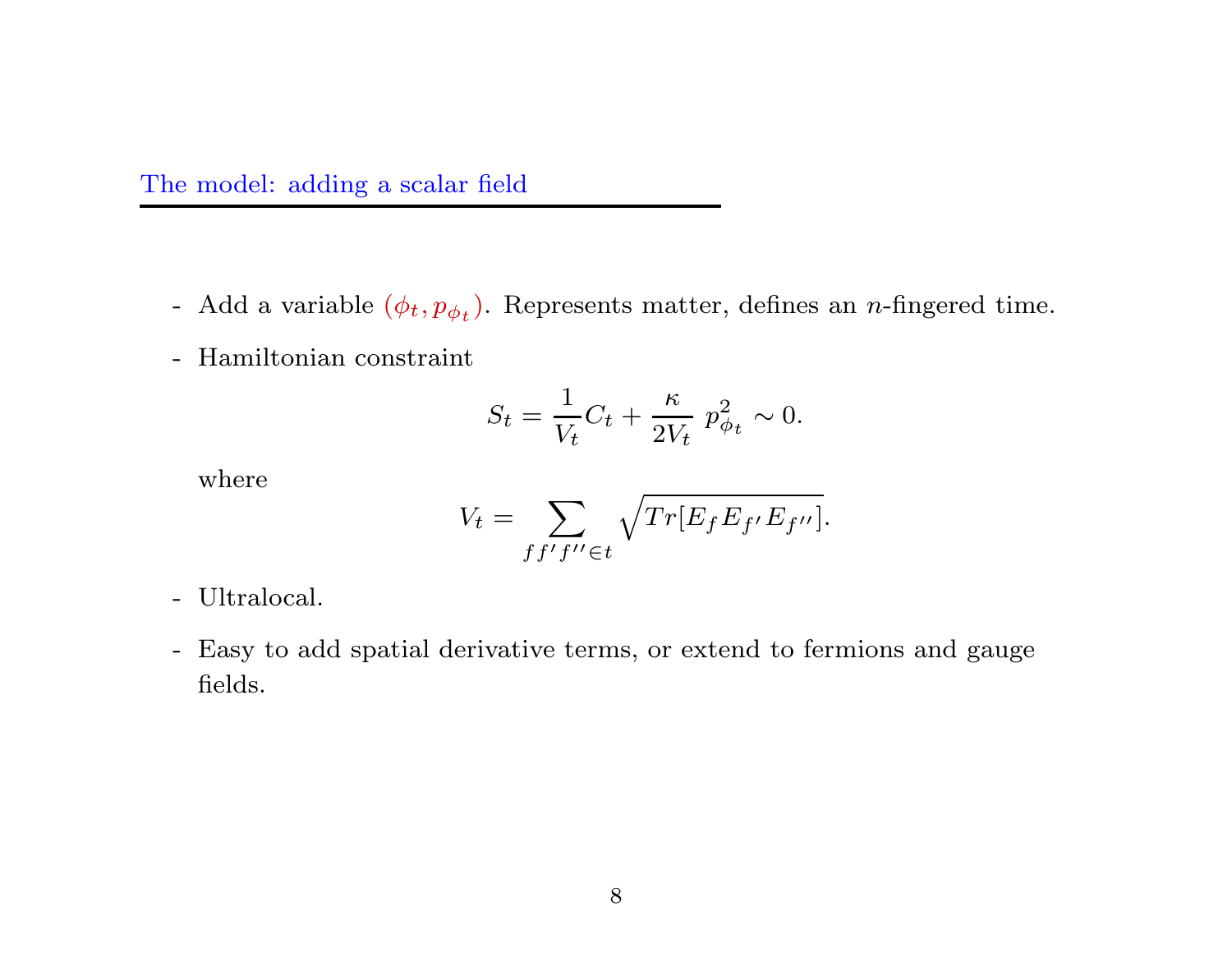## The model: adding a scalar field

- Add a variable $(\phi_t, p_{\phi_t})$. Represents matter, defines an $n$-fingered time.
- Hamiltonian constraint

$$S_t = \frac{1}{V_t} C_t + \frac{\kappa}{2V_t}\ p_{\phi_t}^2 \sim 0.$$

  where

$$V_t = \sum_{ff'f'' \in t} \sqrt{Tr[E_f E_{f'} E_{f''}]}.$$

- Ultralocal.
- Easy to add spatial derivative terms, or extend to fermions and gauge fields.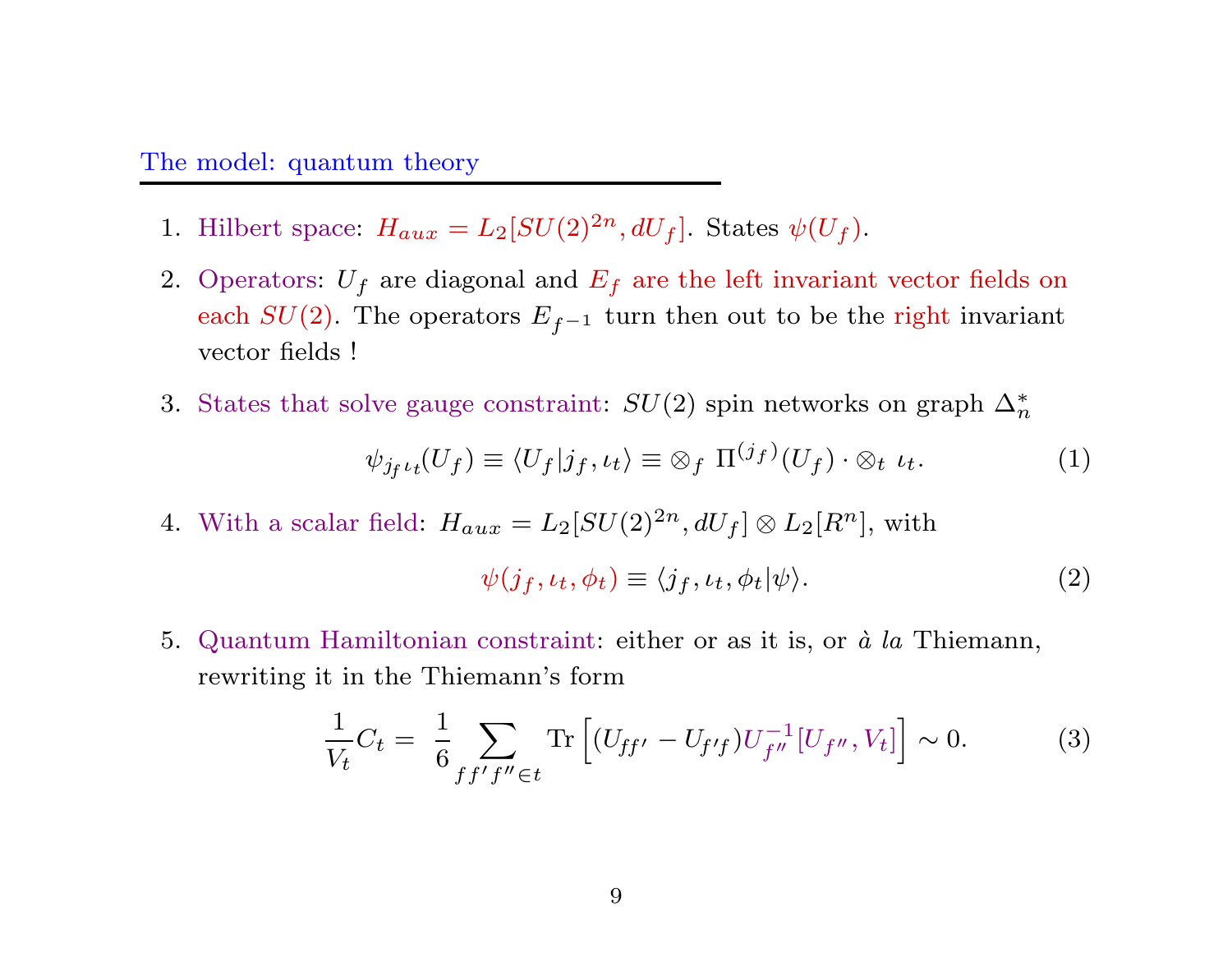## The model: quantum theory

1. Hilbert space: $H_{aux} = L_2[SU(2)^{2n}, dU_f]$. States $\psi(U_f)$.

2. Operators: $U_f$ are diagonal and $E_f$ are the left invariant vector fields on each $SU(2)$. The operators $E_{f^{-1}}$ turn then out to be the right invariant vector fields !

3. States that solve gauge constraint: $SU(2)$ spin networks on graph $\Delta_n^*$

$$\psi_{j_f \iota_t}(U_f) \equiv \langle U_f | j_f, \iota_t \rangle \equiv \otimes_f \ \Pi^{(j_f)}(U_f) \cdot \otimes_t \ \iota_t. \tag{1}$$

4. With a scalar field: $H_{aux} = L_2[SU(2)^{2n}, dU_f] \otimes L_2[R^n]$, with

$$\psi(j_f, \iota_t, \phi_t) \equiv \langle j_f, \iota_t, \phi_t | \psi \rangle. \tag{2}$$

5. Quantum Hamiltonian constraint: either or as it is, or *à la* Thiemann, rewriting it in the Thiemann's form

$$\frac{1}{V_t} C_t = \ \frac{1}{6} \sum_{f f' f'' \in t} \mathrm{Tr} \left[ (U_{ff'} - U_{f'f}) U_{f''}^{-1} [U_{f''}, V_t] \right] \sim 0. \tag{3}$$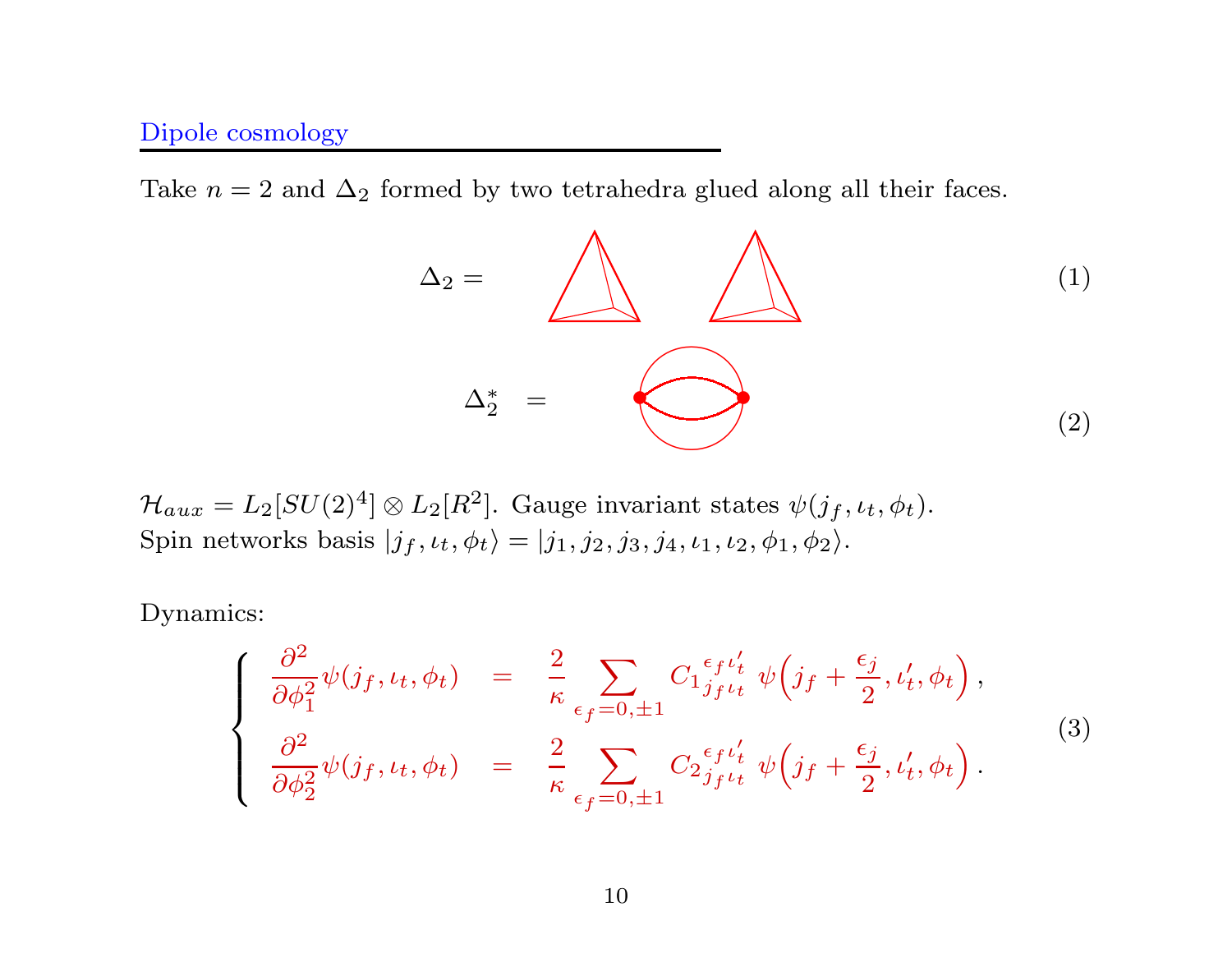## Dipole cosmology

Take $n = 2$ and $\Delta_2$ formed by two tetrahedra glued along all their faces.

$$\Delta_2 = \tag{1}$$

$$\Delta_2^* = \tag{2}$$

$\mathcal{H}_{aux} = L_2[SU(2)^4] \otimes L_2[R^2]$. Gauge invariant states $\psi(j_f, \iota_t, \phi_t)$.
Spin networks basis $|j_f, \iota_t, \phi_t\rangle = |j_1, j_2, j_3, j_4, \iota_1, \iota_2, \phi_1, \phi_2\rangle$.

Dynamics:

$$\left\{ \begin{array}{lcl} \dfrac{\partial^2}{\partial \phi_1^2} \psi(j_f, \iota_t, \phi_t) & = & \dfrac{2}{\kappa} \displaystyle\sum_{\epsilon_f = 0, \pm 1} C_1{}^{\epsilon_f \iota'_t}_{j_f \iota_t} \; \psi\Big(j_f + \frac{\epsilon_j}{2}, \iota'_t, \phi_t\Big)\,, \\ \dfrac{\partial^2}{\partial \phi_2^2} \psi(j_f, \iota_t, \phi_t) & = & \dfrac{2}{\kappa} \displaystyle\sum_{\epsilon_f = 0, \pm 1} C_2{}^{\epsilon_f \iota'_t}_{j_f \iota_t} \; \psi\Big(j_f + \frac{\epsilon_j}{2}, \iota'_t, \phi_t\Big)\,. \end{array} \right. \tag{3}$$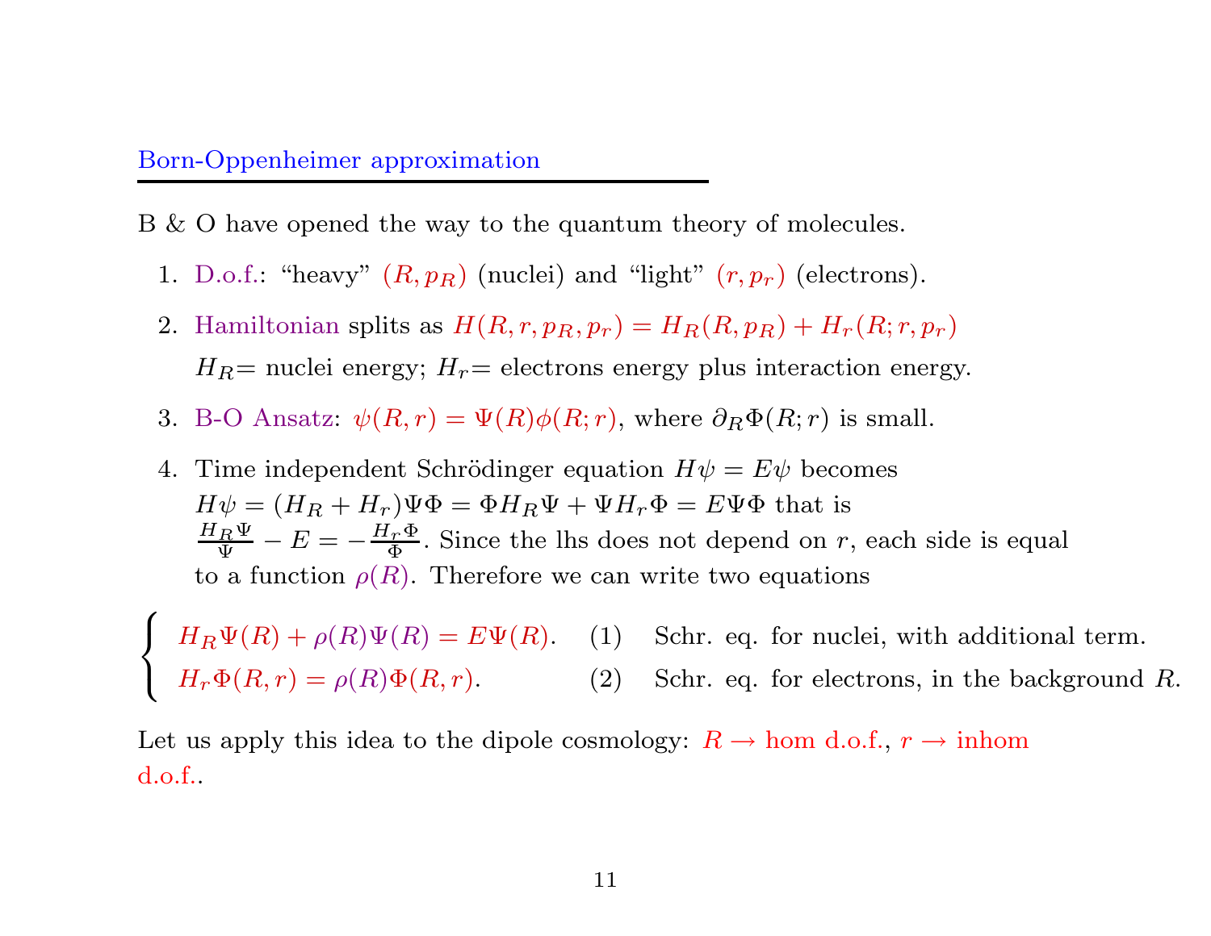## Born-Oppenheimer approximation

B & O have opened the way to the quantum theory of molecules.

1. D.o.f.: "heavy" $(R, p_R)$ (nuclei) and "light" $(r, p_r)$ (electrons).

2. Hamiltonian splits as $H(R, r, p_R, p_r) = H_R(R, p_R) + H_r(R; r, p_r)$
   $H_R$= nuclei energy; $H_r$= electrons energy plus interaction energy.

3. B-O Ansatz: $\psi(R, r) = \Psi(R)\phi(R; r)$, where $\partial_R \Phi(R; r)$ is small.

4. Time independent Schrödinger equation $H\psi = E\psi$ becomes
   $H\psi = (H_R + H_r)\Psi\Phi = \Phi H_R \Psi + \Psi H_r \Phi = E\Psi\Phi$ that is
   $\frac{H_R \Psi}{\Psi} - E = -\frac{H_r \Phi}{\Phi}$. Since the lhs does not depend on $r$, each side is equal to a function $\rho(R)$. Therefore we can write two equations

$$
\begin{cases}
H_R \Psi(R) + \rho(R)\Psi(R) = E\Psi(R). & (1) \quad \text{Schr. eq. for nuclei, with additional term.} \\
H_r \Phi(R, r) = \rho(R)\Phi(R, r). & (2) \quad \text{Schr. eq. for electrons, in the background } R.
\end{cases}
$$

Let us apply this idea to the dipole cosmology: $R \rightarrow$ hom d.o.f., $r \rightarrow$ inhom d.o.f..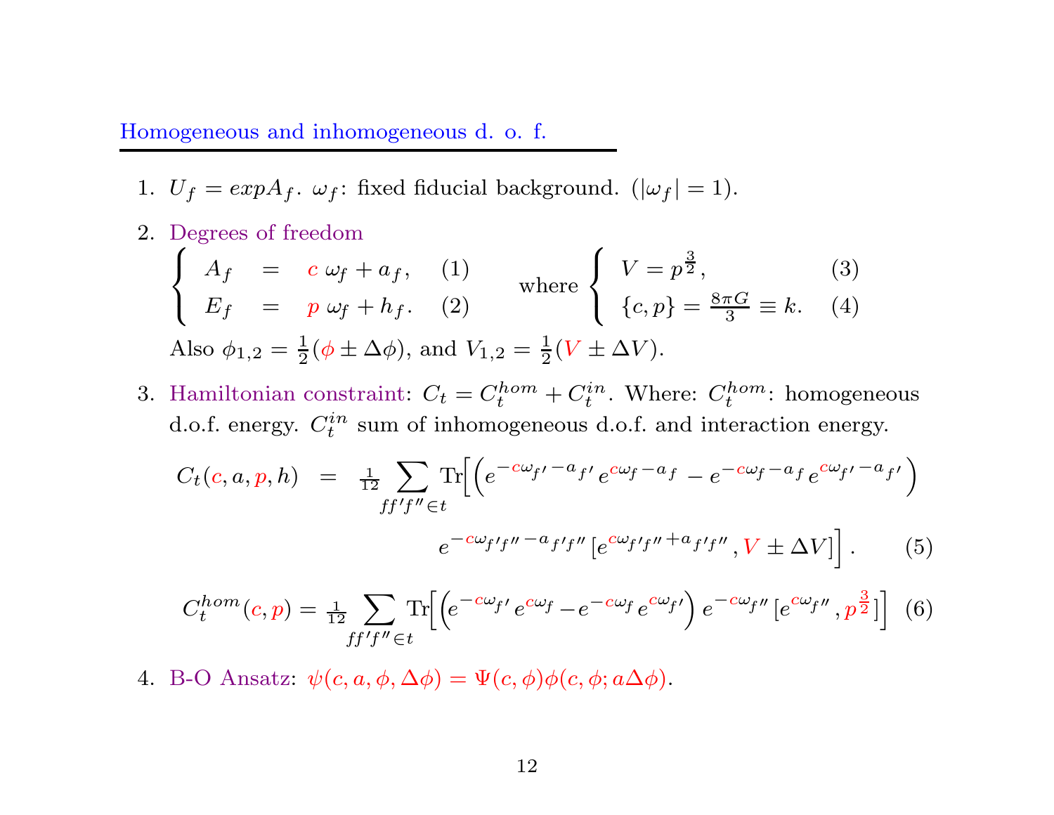## Homogeneous and inhomogeneous d. o. f.

1. $U_f = exp A_f$. $\omega_f$: fixed fiducial background. ($|\omega_f| = 1$).

2. Degrees of freedom

$$
\left\{ \begin{array}{lcl} A_f &=& c\,\omega_f + a_f, \quad (1) \\ E_f &=& p\,\omega_f + h_f. \quad (2) \end{array} \right. \quad \text{where} \left\{ \begin{array}{ll} V = p^{\frac{3}{2}}, & (3) \\ \{c, p\} = \frac{8\pi G}{3} \equiv k. & (4) \end{array} \right.
$$

   Also $\phi_{1,2} = \frac{1}{2}(\phi \pm \Delta\phi)$, and $V_{1,2} = \frac{1}{2}(V \pm \Delta V)$.

3. Hamiltonian constraint: $C_t = C_t^{hom} + C_t^{in}$. Where: $C_t^{hom}$: homogeneous d.o.f. energy. $C_t^{in}$ sum of inhomogeneous d.o.f. and interaction energy.

$$
C_t(c, a, p, h) = \frac{1}{12} \sum_{ff'f'' \in t} \mathrm{Tr}\Big[ \Big( e^{-c\omega_{f'} - a_{f'}} e^{c\omega_f - a_f} - e^{-c\omega_f - a_f} e^{c\omega_{f'} - a_{f'}} \Big) e^{-c\omega_{f'f''} - a_{f'f''}} [e^{c\omega_{f'f''} + a_{f'f''}}, V \pm \Delta V] \Big]. \qquad (5)
$$

$$
C_t^{hom}(c, p) = \frac{1}{12} \sum_{ff'f'' \in t} \mathrm{Tr}\Big[ \Big( e^{-c\omega_{f'}} e^{c\omega_f} - e^{-c\omega_f} e^{c\omega_{f'}} \Big) e^{-c\omega_{f''}} [e^{c\omega_{f''}}, p^{\frac{3}{2}}] \Big] \qquad (6)
$$

4. B-O Ansatz: $\psi(c, a, \phi, \Delta\phi) = \Psi(c, \phi)\phi(c, \phi; a\Delta\phi)$.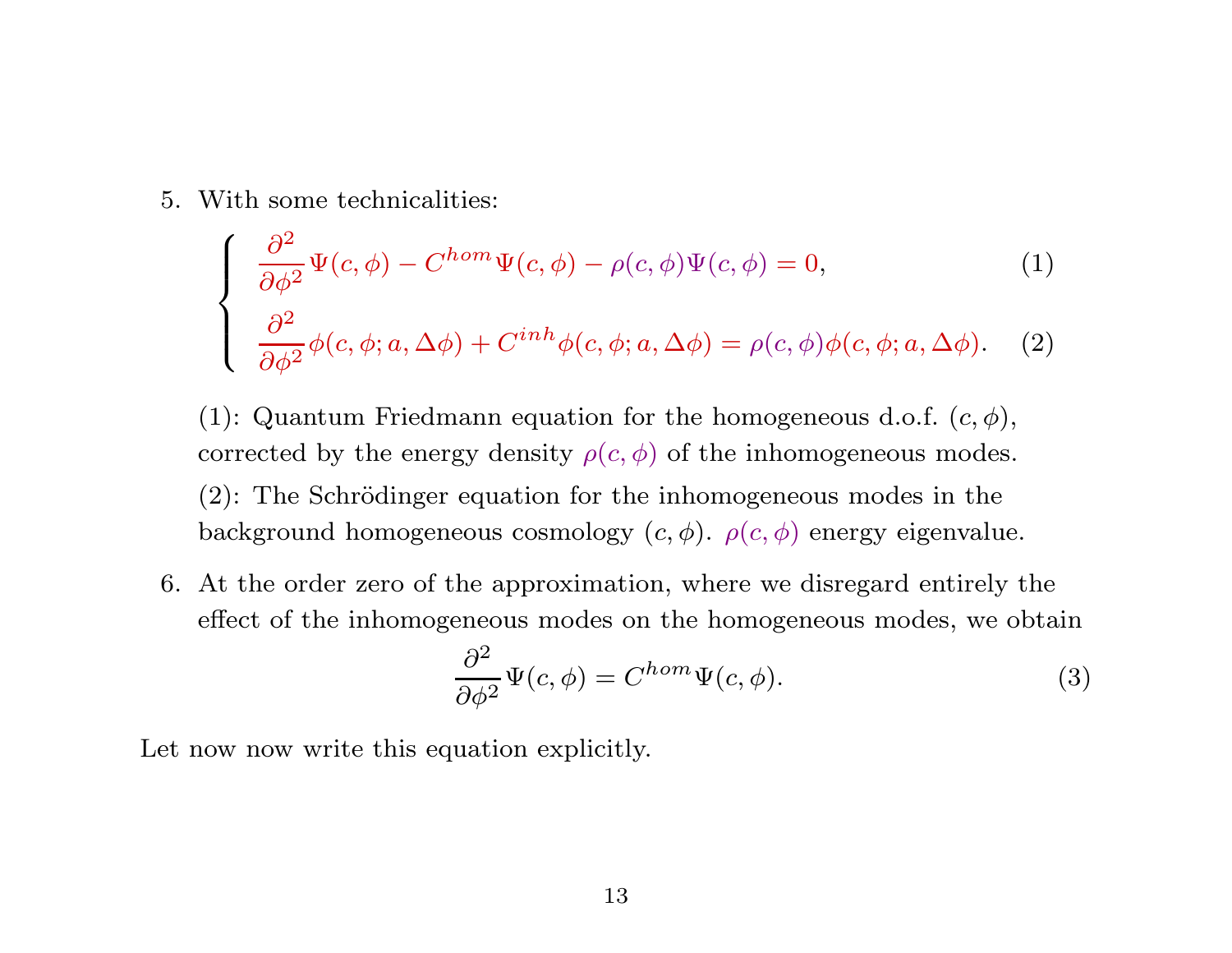5. With some technicalities:

$$
\begin{cases}
\dfrac{\partial^2}{\partial \phi^2}\Psi(c,\phi) - C^{hom}\Psi(c,\phi) - \rho(c,\phi)\Psi(c,\phi) = 0, & (1) \\[2ex]
\dfrac{\partial^2}{\partial \phi^2}\phi(c,\phi;a,\Delta\phi) + C^{inh}\phi(c,\phi;a,\Delta\phi) = \rho(c,\phi)\phi(c,\phi;a,\Delta\phi). & (2)
\end{cases}
$$

   (1): Quantum Friedmann equation for the homogeneous d.o.f. $(c, \phi)$, corrected by the energy density $\rho(c, \phi)$ of the inhomogeneous modes.

   (2): The Schrödinger equation for the inhomogeneous modes in the background homogeneous cosmology $(c, \phi)$. $\rho(c, \phi)$ energy eigenvalue.

6. At the order zero of the approximation, where we disregard entirely the effect of the inhomogeneous modes on the homogeneous modes, we obtain

$$\frac{\partial^2}{\partial \phi^2}\Psi(c,\phi) = C^{hom}\Psi(c,\phi). \tag{3}$$

Let now now write this equation explicitly.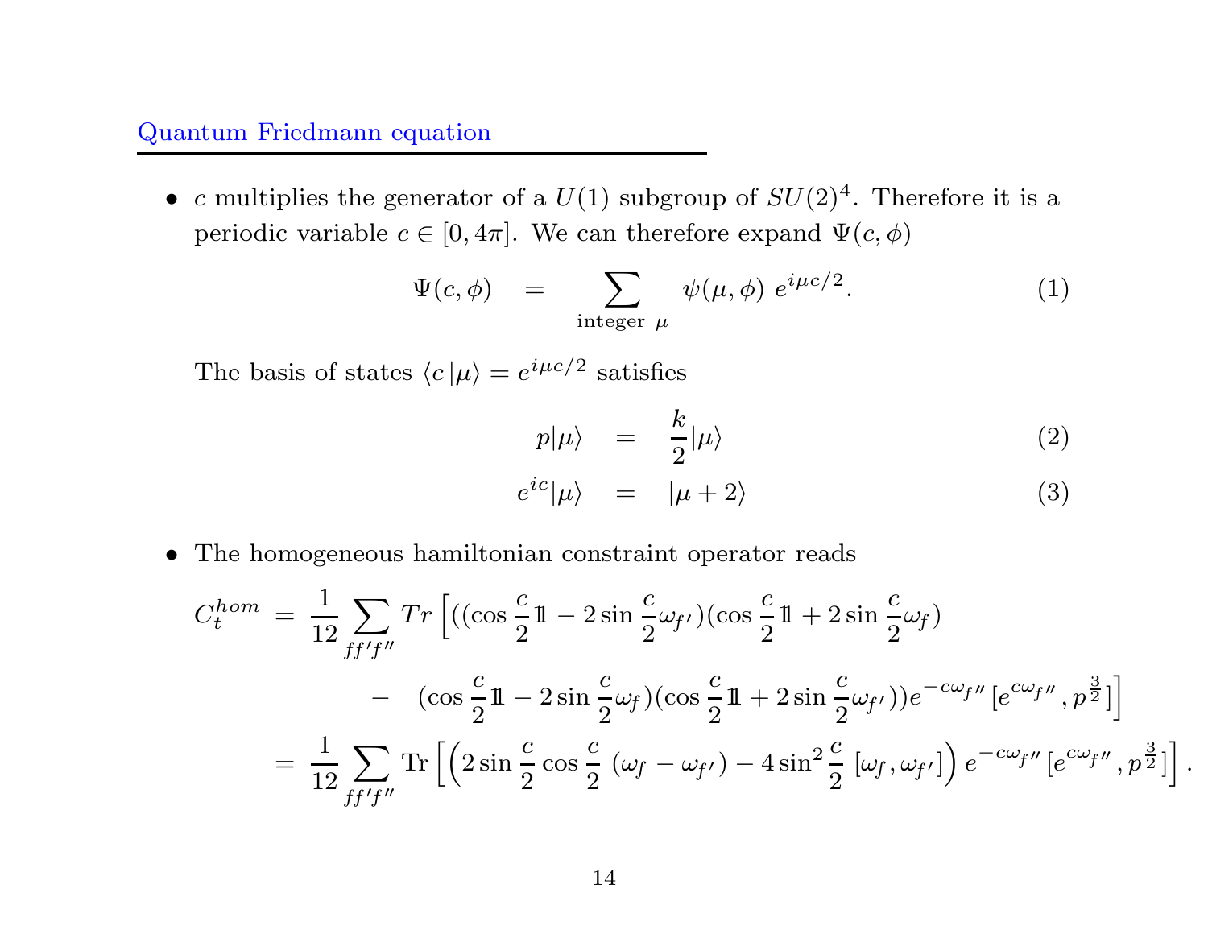## Quantum Friedmann equation

- $c$ multiplies the generator of a $U(1)$ subgroup of $SU(2)^4$. Therefore it is a periodic variable $c \in [0, 4\pi]$. We can therefore expand $\Psi(c, \phi)$

$$\Psi(c,\phi) \quad = \quad \sum_{\text{integer } \mu} \psi(\mu,\phi) \; e^{i\mu c/2}. \tag{1}$$

The basis of states $\langle c \,|\mu\rangle = e^{i\mu c/2}$ satisfies

$$p|\mu\rangle \quad = \quad \frac{k}{2}|\mu\rangle \tag{2}$$

$$e^{ic}|\mu\rangle \quad = \quad |\mu+2\rangle \tag{3}$$

- The homogeneous hamiltonian constraint operator reads

$$\begin{aligned}
C_t^{hom} \;=\; & \frac{1}{12}\sum_{ff'f''} Tr\Big[((\cos\frac{c}{2}\mathbb{1} - 2\sin\frac{c}{2}\omega_{f'})(\cos\frac{c}{2}\mathbb{1} + 2\sin\frac{c}{2}\omega_f) \\
& \quad - \quad (\cos\frac{c}{2}\mathbb{1} - 2\sin\frac{c}{2}\omega_f)(\cos\frac{c}{2}\mathbb{1} + 2\sin\frac{c}{2}\omega_{f'}))e^{-c\omega_{f''}}[e^{c\omega_{f''}}, p^{\frac{3}{2}}]\Big] \\
=\; & \frac{1}{12}\sum_{ff'f''} \mathrm{Tr}\left[\left(2\sin\frac{c}{2}\cos\frac{c}{2}\;(\omega_f - \omega_{f'}) - 4\sin^2\frac{c}{2}\;[\omega_f, \omega_{f'}]\right) e^{-c\omega_{f''}}[e^{c\omega_{f''}}, p^{\frac{3}{2}}]\right].
\end{aligned}$$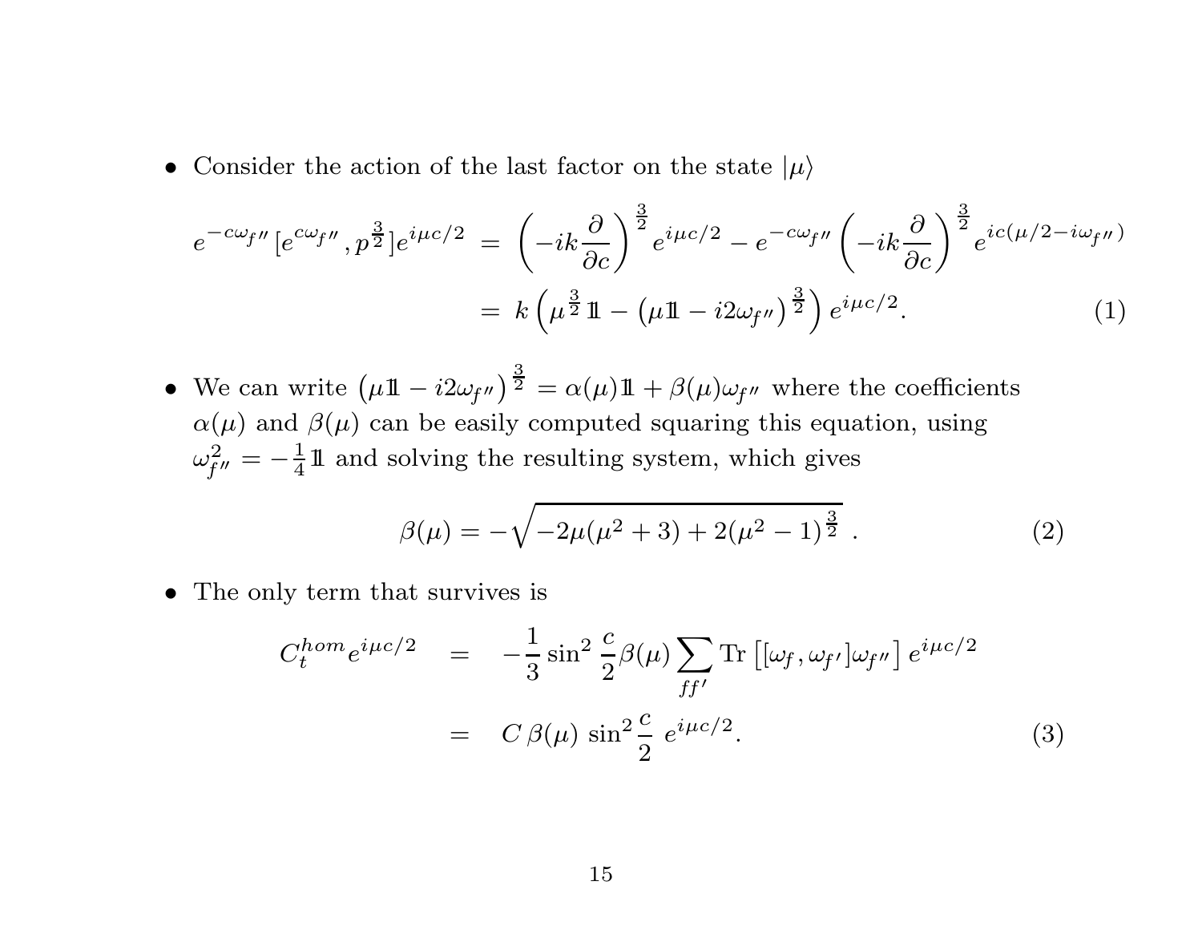- Consider the action of the last factor on the state $|\mu\rangle$

$$
\begin{aligned}
e^{-c\omega_{f''}}[e^{c\omega_{f''}}, p^{\frac{3}{2}}]e^{i\mu c/2} \;&=\; \left(-ik\frac{\partial}{\partial c}\right)^{\frac{3}{2}} e^{i\mu c/2} - e^{-c\omega_{f''}} \left(-ik\frac{\partial}{\partial c}\right)^{\frac{3}{2}} e^{ic(\mu/2 - i\omega_{f''})} \\
&=\; k\left(\mu^{\frac{3}{2}}\,\mathbb{1} - \left(\mu\mathbb{1} - i2\omega_{f''}\right)^{\frac{3}{2}}\right) e^{i\mu c/2}. \qquad (1)
\end{aligned}
$$

- We can write $\left(\mu\mathbb{1} - i2\omega_{f''}\right)^{\frac{3}{2}} = \alpha(\mu)\mathbb{1} + \beta(\mu)\omega_{f''}$ where the coefficients $\alpha(\mu)$ and $\beta(\mu)$ can be easily computed squaring this equation, using $\omega_{f''}^2 = -\frac{1}{4}\mathbb{1}$ and solving the resulting system, which gives

$$
\beta(\mu) = -\sqrt{-2\mu(\mu^2+3) + 2(\mu^2-1)^{\frac{3}{2}}}\;. \qquad (2)
$$

- The only term that survives is

$$
\begin{aligned}
C_t^{hom} e^{i\mu c/2} \quad &= \quad -\frac{1}{3}\sin^2\frac{c}{2}\beta(\mu)\sum_{ff'} \mathrm{Tr}\left[[\omega_f, \omega_{f'}]\omega_{f''}\right] e^{i\mu c/2} \\
&= \quad C\,\beta(\mu)\,\sin^2\frac{c}{2}\; e^{i\mu c/2}. \qquad (3)
\end{aligned}
$$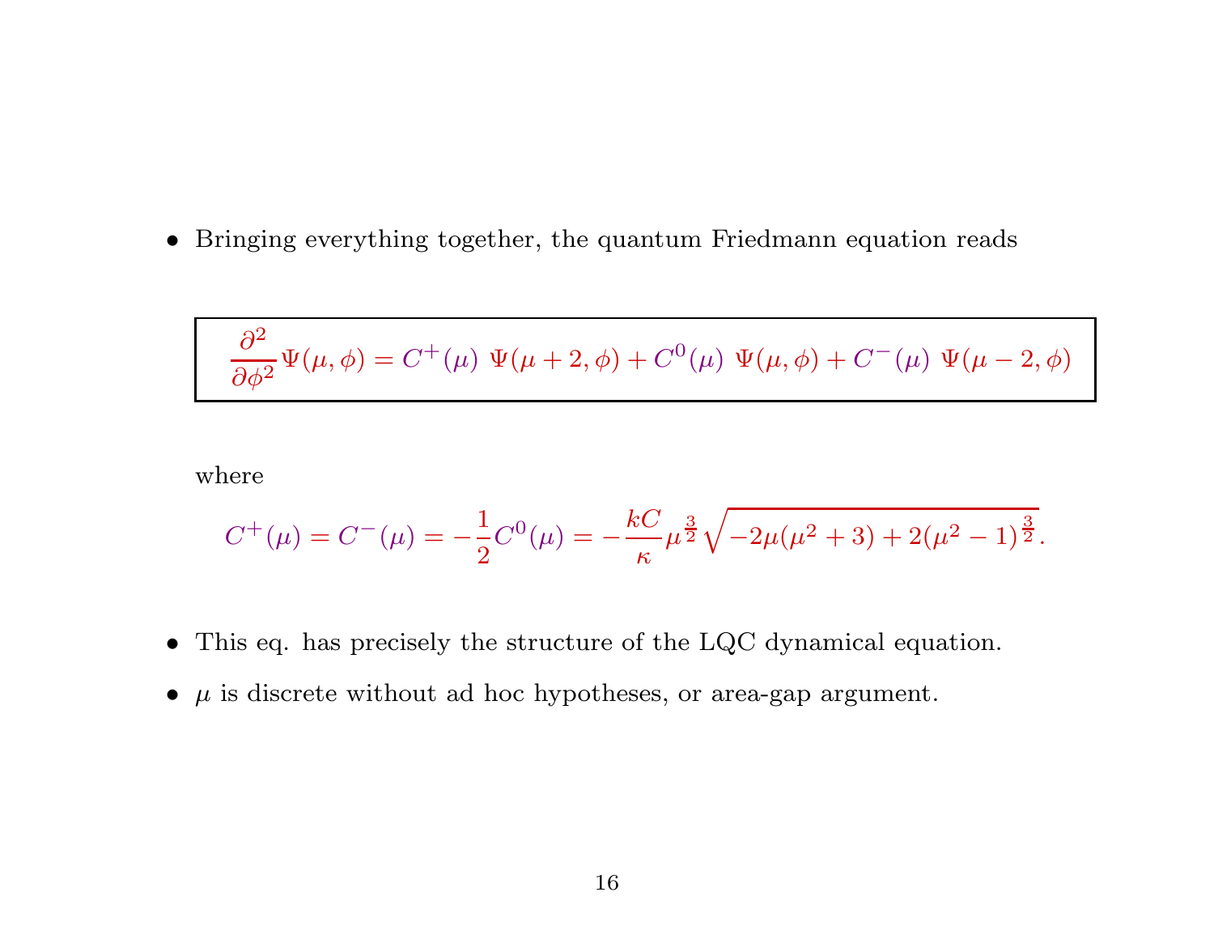- Bringing everything together, the quantum Friedmann equation reads

$$\boxed{\frac{\partial^2}{\partial \phi^2}\Psi(\mu,\phi) = C^+(\mu)\ \Psi(\mu+2,\phi) + C^0(\mu)\ \Psi(\mu,\phi) + C^-(\mu)\ \Psi(\mu-2,\phi)}$$

where

$$C^+(\mu) = C^-(\mu) = -\frac{1}{2}C^0(\mu) = -\frac{kC}{\kappa}\mu^{\frac{3}{2}}\sqrt{-2\mu(\mu^2+3) + 2(\mu^2-1)^{\frac{3}{2}}}.$$

- This eq. has precisely the structure of the LQC dynamical equation.
- $\mu$ is discrete without ad hoc hypotheses, or area-gap argument.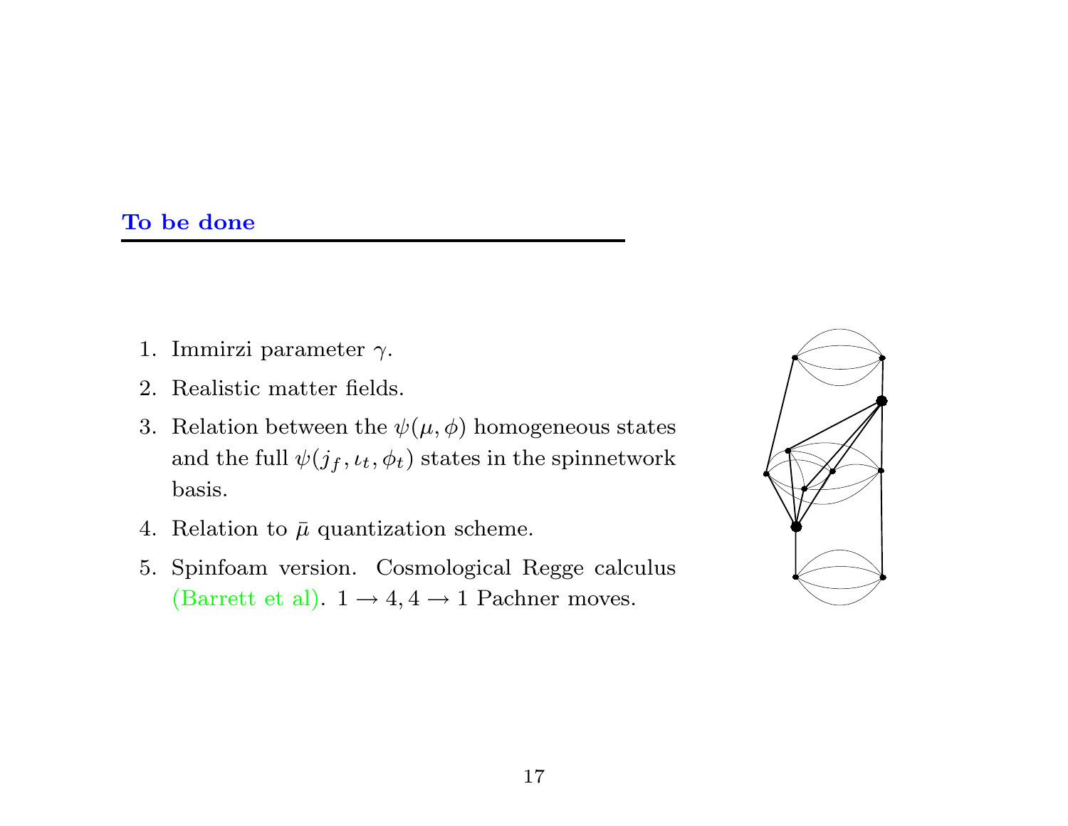## To be done

1. Immirzi parameter $\gamma$.
2. Realistic matter fields.
3. Relation between the $\psi(\mu, \phi)$ homogeneous states and the full $\psi(j_f, \iota_t, \phi_t)$ states in the spinnetwork basis.
4. Relation to $\bar{\mu}$ quantization scheme.
5. Spinfoam version. Cosmological Regge calculus (Barrett et al). $1 \to 4, 4 \to 1$ Pachner moves.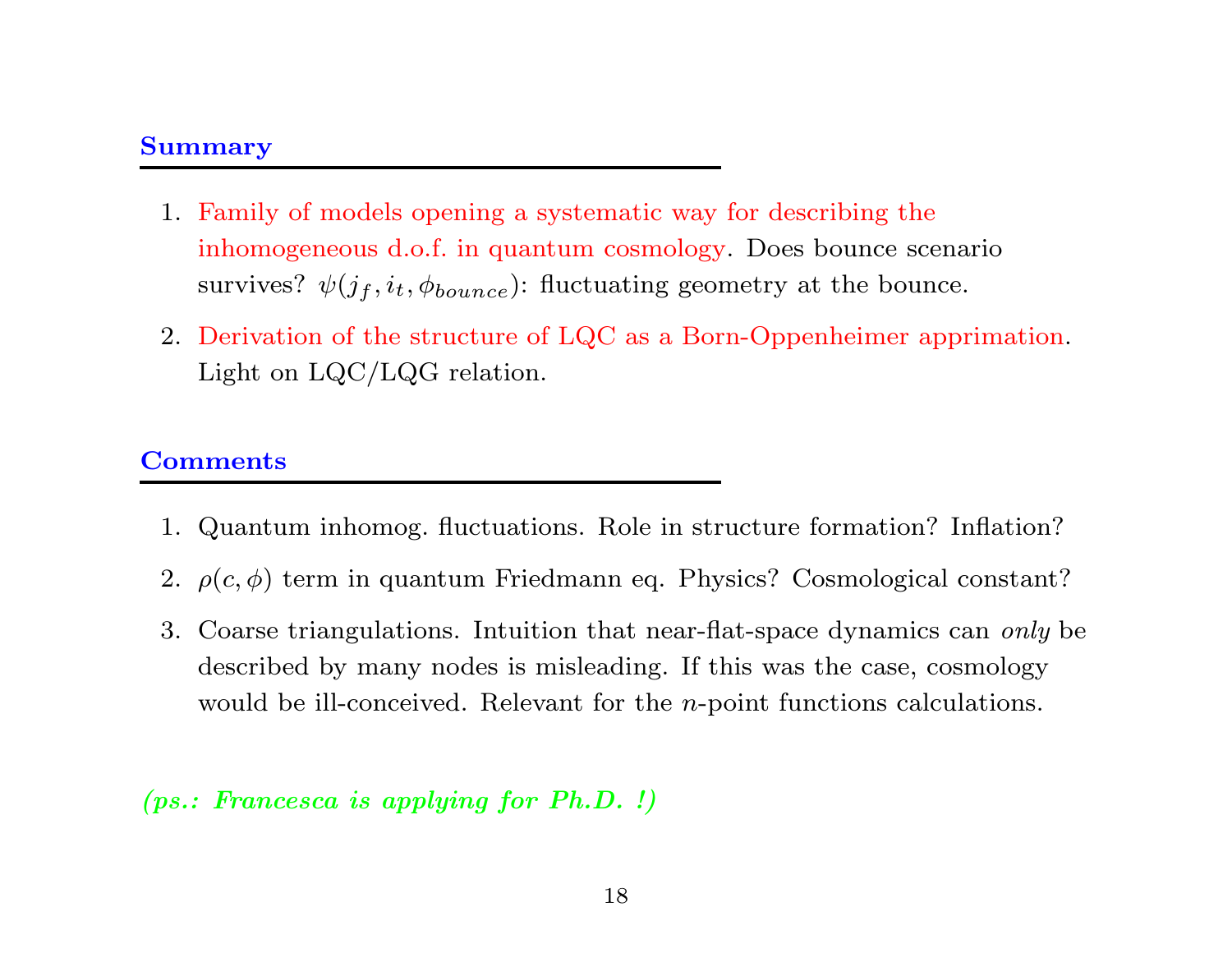## Summary

1. Family of models opening a systematic way for describing the inhomogeneous d.o.f. in quantum cosmology. Does bounce scenario survives? $\psi(j_f, i_t, \phi_{bounce})$: fluctuating geometry at the bounce.
2. Derivation of the structure of LQC as a Born-Oppenheimer apprimation. Light on LQC/LQG relation.

## Comments

1. Quantum inhomog. fluctuations. Role in structure formation? Inflation?
2. $\rho(c, \phi)$ term in quantum Friedmann eq. Physics? Cosmological constant?
3. Coarse triangulations. Intuition that near-flat-space dynamics can *only* be described by many nodes is misleading. If this was the case, cosmology would be ill-conceived. Relevant for the $n$-point functions calculations.

***(ps.: Francesca is applying for Ph.D. !)***